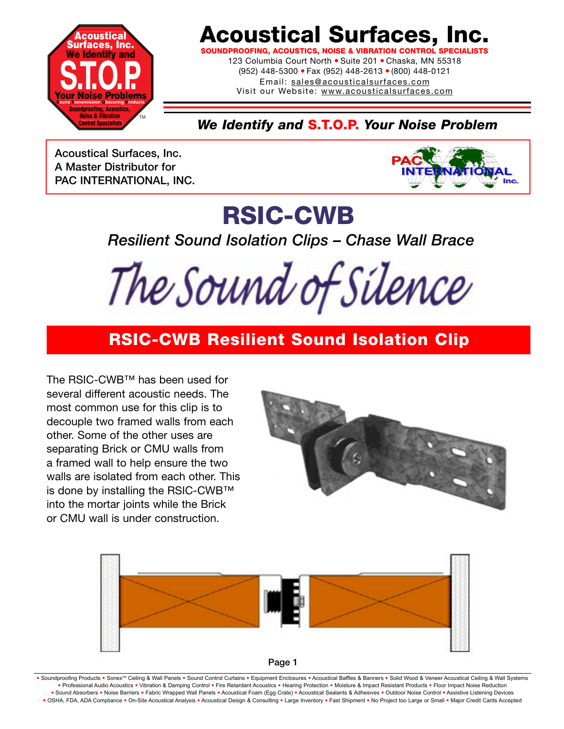# Acoustical Surfaces, Inc.

**SOUNDPROOFING, ACOUSTICS, NOISE & VIBRATION CONTROL SPECIALISTS**

123 Columbia Court North • Suite 201 • Chaska, MN 55318
(952) 448-5300 • Fax (952) 448-2613 • (800) 448-0121
Email: sales@acousticalsurfaces.com
Visit our Website: www.acousticalsurfaces.com

***We Identify and S.T.O.P. Your Noise Problem***

Acoustical Surfaces, Inc.
A Master Distributor for
PAC INTERNATIONAL, INC.

# RSIC-CWB

*Resilient Sound Isolation Clips – Chase Wall Brace*

*The Sound of Silence*

## RSIC-CWB Resilient Sound Isolation Clip

The RSIC-CWB™ has been used for several different acoustic needs. The most common use for this clip is to decouple two framed walls from each other. Some of the other uses are separating Brick or CMU walls from a framed wall to help ensure the two walls are isolated from each other. This is done by installing the RSIC-CWB™ into the mortar joints while the Brick or CMU wall is under construction.

• Soundproofing Products • Sonex™ Ceiling & Wall Panels • Sound Control Curtains • Equipment Enclosures • Acoustical Baffles & Banners • Solid Wood & Veneer Acoustical Ceiling & Wall Systems • Professional Audio Acoustics • Vibration & Damping Control • Fire Retardant Acoustics • Hearing Protection • Moisture & Impact Resistant Products • Floor Impact Noise Reduction • Sound Absorbers • Noise Barriers • Fabric Wrapped Wall Panels • Acoustical Foam (Egg Crate) • Acoustical Sealants & Adhesives • Outdoor Noise Control • Assistive Listening Devices • OSHA, FDA, ADA Compliance • On-Site Acoustical Analysis • Acoustical Design & Consulting • Large Inventory • Fast Shipment • No Project too Large or Small • Major Credit Cards Accepted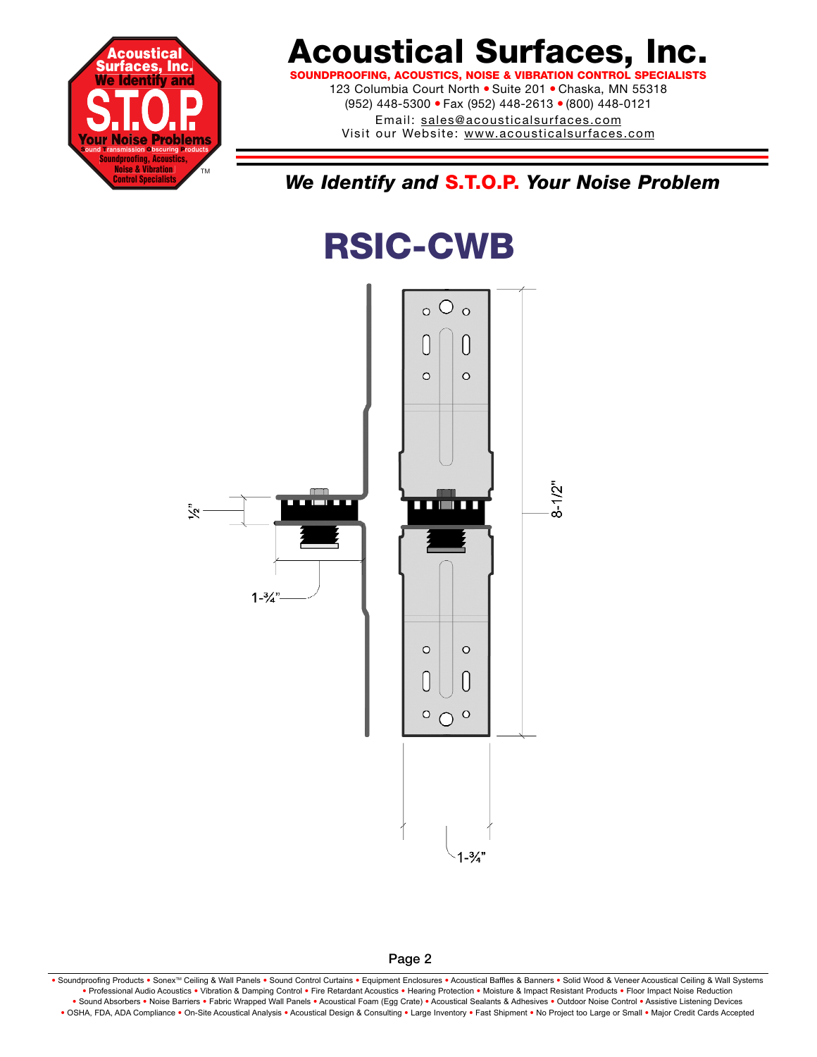# Acoustical Surfaces, Inc.

**SOUNDPROOFING, ACOUSTICS, NOISE & VIBRATION CONTROL SPECIALISTS**

123 Columbia Court North • Suite 201 • Chaska, MN 55318
(952) 448-5300 • Fax (952) 448-2613 • (800) 448-0121
Email: sales@acousticalsurfaces.com
Visit our Website: www.acousticalsurfaces.com

***We Identify and S.T.O.P. Your Noise Problem***

# RSIC-CWB

½"

1-¾"

8-1/2"

1-¾"

• Soundproofing Products • Sonex™ Ceiling & Wall Panels • Sound Control Curtains • Equipment Enclosures • Acoustical Baffles & Banners • Solid Wood & Veneer Acoustical Ceiling & Wall Systems • Professional Audio Acoustics • Vibration & Damping Control • Fire Retardant Acoustics • Hearing Protection • Moisture & Impact Resistant Products • Floor Impact Noise Reduction • Sound Absorbers • Noise Barriers • Fabric Wrapped Wall Panels • Acoustical Foam (Egg Crate) • Acoustical Sealants & Adhesives • Outdoor Noise Control • Assistive Listening Devices • OSHA, FDA, ADA Compliance • On-Site Acoustical Analysis • Acoustical Design & Consulting • Large Inventory • Fast Shipment • No Project too Large or Small • Major Credit Cards Accepted